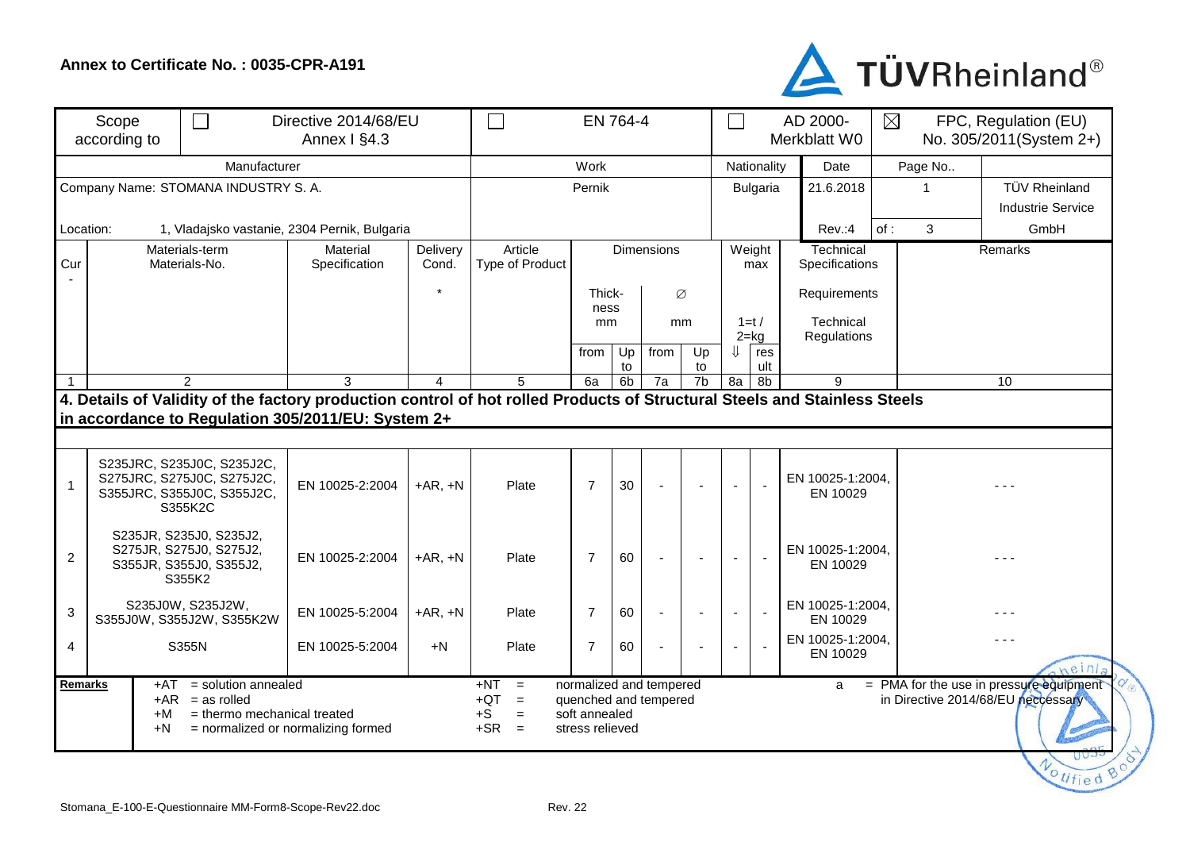**Annex to Certificate No. : 0035-CPR-A191**

TÜVRheinland®

| Scope according to | ☐ | Directive 2014/68/EU Annex I §4.3 | ☐ | EN 764-4 | ☐ | AD 2000-Merkblatt W0 | ☒ | FPC, Regulation (EU) No. 305/2011(System 2+) |
|---|---|---|---|---|---|---|---|---|

| Manufacturer | Work | Nationality | Date | Page No.. | |
|---|---|---|---|---|---|
| Company Name: STOMANA INDUSTRY S. A. | Pernik | Bulgaria | 21.6.2018 | 1 | TÜV Rheinland Industrie Service GmbH |
| Location: 1, Vladajsko vastanie, 2304 Pernik, Bulgaria | | | Rev.:4 | of : 3 | |

| Cur- | Materials-term Materials-No. | Material Specification | Delivery Cond. * | Article Type of Product | Dimensions Thickness mm from | Up to | ∅ mm from | Up to | Weight max 1=t / 2=kg ⇓ | result | Technical Specifications Requirements Technical Regulations | Remarks |
|---|---|---|---|---|---|---|---|---|---|---|---|---|
| 1 | 2 | 3 | 4 | 5 | 6a | 6b | 7a | 7b | 8a | 8b | 9 | 10 |
| **4. Details of Validity of the factory production control of hot rolled Products of Structural Steels and Stainless Steels in accordance to Regulation 305/2011/EU: System 2+** | | | | | | | | | | | | |
| 1 | S235JRC, S235J0C, S235J2C, S275JRC, S275J0C, S275J2C, S355JRC, S355J0C, S355J2C, S355K2C | EN 10025-2:2004 | +AR, +N | Plate | 7 | 30 | - | - | - | - | EN 10025-1:2004, EN 10029 | - - - |
| 2 | S235JR, S235J0, S235J2, S275JR, S275J0, S275J2, S355JR, S355J0, S355J2, S355K2 | EN 10025-2:2004 | +AR, +N | Plate | 7 | 60 | - | - | - | - | EN 10025-1:2004, EN 10029 | - - - |
| 3 | S235J0W, S235J2W, S355J0W, S355J2W, S355K2W | EN 10025-5:2004 | +AR, +N | Plate | 7 | 60 | - | - | - | - | EN 10025-1:2004, EN 10029 | - - - |
| 4 | S355N | EN 10025-5:2004 | +N | Plate | 7 | 60 | - | - | - | - | EN 10025-1:2004, EN 10029 | - - - |

**Remarks**

+AT = solution annealed
+AR = as rolled
+M = thermo mechanical treated
+N = normalized or normalizing formed

+NT = normalized and tempered
+QT = quenched and tempered
+S = soft annealed
+SR = stress relieved

a = PMA for the use in pressure equipment in Directive 2014/68/EU neccessary

Stomana_E-100-E-Questionnaire MM-Form8-Scope-Rev22.doc Rev. 22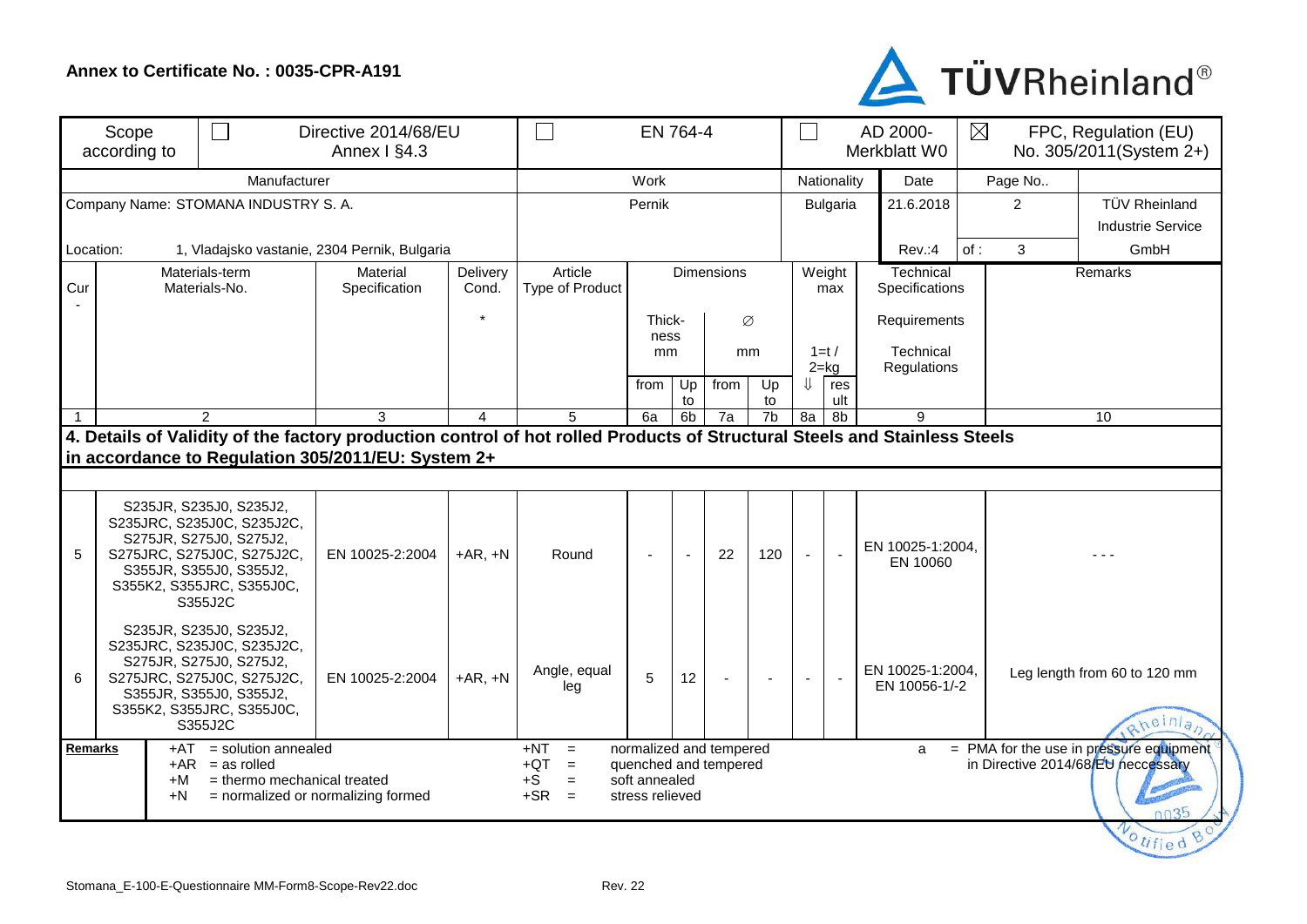**Annex to Certificate No. : 0035-CPR-A191**

TÜVRheinland®

| Scope according to | ☐ | Directive 2014/68/EU Annex I §4.3 | ☐ | EN 764-4 | ☐ | AD 2000-Merkblatt W0 | ☒ | FPC, Regulation (EU) No. 305/2011(System 2+) |
|---|---|---|---|---|---|---|---|---|

| Manufacturer | Work | Nationality | Date | Page No.. | |
|---|---|---|---|---|---|
| Company Name: STOMANA INDUSTRY S. A. | Pernik | Bulgaria | 21.6.2018 | 2 | TÜV Rheinland Industrie Service |
| Location: 1, Vladajsko vastanie, 2304 Pernik, Bulgaria | | | Rev.:4 | of : 3 | GmbH |

| Cur- | Materials-term Materials-No. | Material Specification | Delivery Cond. * | Article Type of Product | Dimensions Thickness mm from | Up to | ∅ mm from | Up to | Weight max 1=t / 2=kg ⇓ | result | Technical Specifications Requirements Technical Regulations | Remarks |
|---|---|---|---|---|---|---|---|---|---|---|---|---|
| 1 | 2 | 3 | 4 | 5 | 6a | 6b | 7a | 7b | 8a | 8b | 9 | 10 |
| **4. Details of Validity of the factory production control of hot rolled Products of Structural Steels and Stainless Steels in accordance to Regulation 305/2011/EU: System 2+** | | | | | | | | | | | | |
| 5 | S235JR, S235J0, S235J2, S235JRC, S235J0C, S235J2C, S275JR, S275J0, S275J2, S275JRC, S275J0C, S275J2C, S355JR, S355J0, S355J2, S355K2, S355JRC, S355J0C, S355J2C | EN 10025-2:2004 | +AR, +N | Round | - | - | 22 | 120 | - | - | EN 10025-1:2004, EN 10060 | - - - |
| 6 | S235JR, S235J0, S235J2, S235JRC, S235J0C, S235J2C, S275JR, S275J0, S275J2, S275JRC, S275J0C, S275J2C, S355JR, S355J0, S355J2, S355K2, S355JRC, S355J0C, S355J2C | EN 10025-2:2004 | +AR, +N | Angle, equal leg | 5 | 12 | - | - | - | - | EN 10025-1:2004, EN 10056-1/-2 | Leg length from 60 to 120 mm |

**Remarks**

+AT = solution annealed
+AR = as rolled
+M = thermo mechanical treated
+N = normalized or normalizing formed

+NT = normalized and tempered
+QT = quenched and tempered
+S = soft annealed
+SR = stress relieved

a = PMA for the use in pressure equipment in Directive 2014/68/EU neccessary

Stomana_E-100-E-Questionnaire MM-Form8-Scope-Rev22.doc Rev. 22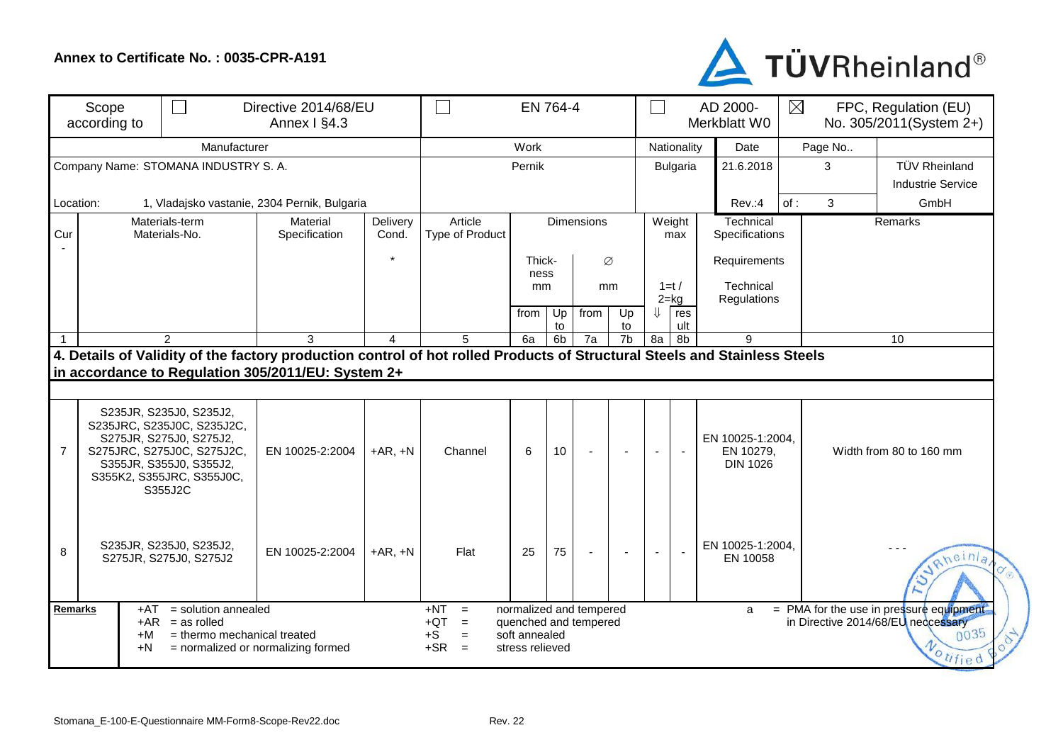**Annex to Certificate No. : 0035-CPR-A191**

TÜVRheinland®

| Scope according to | ☐ | Directive 2014/68/EU Annex I §4.3 | | ☐ | EN 764-4 | | | | ☐ | | AD 2000-Merkblatt W0 | ☒ | FPC, Regulation (EU) No. 305/2011(System 2+) |
|---|---|---|---|---|---|---|---|---|---|---|---|---|---|
| Manufacturer | | | | | Work | | | | Nationality | | Date | Page No.. | |
| Company Name: STOMANA INDUSTRY S. A. | | | | | Pernik | | | | Bulgaria | | 21.6.2018 | 3 | TÜV Rheinland Industrie Service |
| Location: 1, Vladajsko vastanie, 2304 Pernik, Bulgaria | | | | | | | | | | | Rev.:4 | of : 3 | GmbH |

| Cur- | Materials-term Materials-No. | Material Specification | Delivery Cond. * | Article Type of Product | Dimensions Thick-ness mm from | Up to | Ø mm from | Up to | Weight max 1=t / 2=kg ⇓ | res ult | Technical Specifications Requirements Technical Regulations | Remarks |
|---|---|---|---|---|---|---|---|---|---|---|---|---|
| 1 | 2 | 3 | 4 | 5 | 6a | 6b | 7a | 7b | 8a | 8b | 9 | 10 |
| **4. Details of Validity of the factory production control of hot rolled Products of Structural Steels and Stainless Steels in accordance to Regulation 305/2011/EU: System 2+** | | | | | | | | | | | | |
| 7 | S235JR, S235J0, S235J2, S235JRC, S235J0C, S235J2C, S275JR, S275J0, S275J2, S275JRC, S275J0C, S275J2C, S355JR, S355J0, S355J2, S355K2, S355JRC, S355J0C, S355J2C | EN 10025-2:2004 | +AR, +N | Channel | 6 | 10 | - | - | - | - | EN 10025-1:2004, EN 10279, DIN 1026 | Width from 80 to 160 mm |
| 8 | S235JR, S235J0, S235J2, S275JR, S275J0, S275J2 | EN 10025-2:2004 | +AR, +N | Flat | 25 | 75 | - | - | - | - | EN 10025-1:2004, EN 10058 | - - - |

**Remarks**

+AT = solution annealed
+AR = as rolled
+M = thermo mechanical treated
+N = normalized or normalizing formed

+NT = normalized and tempered
+QT = quenched and tempered
+S = soft annealed
+SR = stress relieved

a = PMA for the use in pressure equipment in Directive 2014/68/EU neccessary

TÜV Rheinland Notified Body 0035

Stomana_E-100-E-Questionnaire MM-Form8-Scope-Rev22.doc Rev. 22